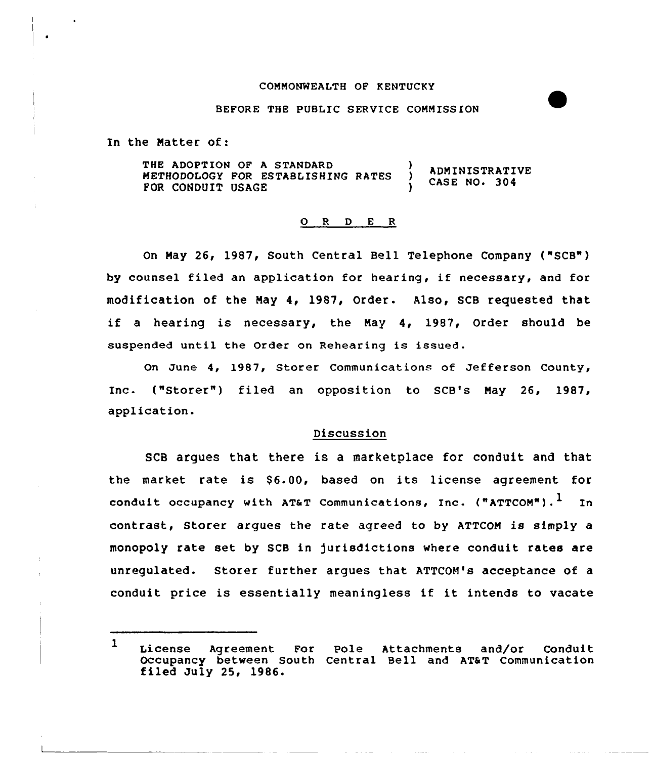COMMONWEALTH OF KENTUCKY

BEFORE THE PUBLIC SERVICE COMMISSION

In the Matter of:

| | | |
|---|---|---|
| THE ADOPTION OF A STANDARD METHODOLOGY FOR ESTABLISHING RATES FOR CONDUIT USAGE | ) ) ) | ADMINISTRATIVE CASE NO. 304 |

O R D E R

On May 26, 1987, South Central Bell Telephone Company ("SCB") by counsel filed an application for hearing, if necessary, and for modification of the May 4, 1987, Order. Also, SCB requested that if a hearing is necessary, the May 4, 1987, Order should be suspended until the Order on Rehearing is issued.

On June 4, 1987, Storer Communications of Jefferson County, Inc. ("Storer") filed an opposition to SCB's May 26, 1987, application.

Discussion

SCB argues that there is a marketplace for conduit and that the market rate is $6.00, based on its license agreement for conduit occupancy with AT&T Communications, Inc. ("ATTCOM").[1] In contrast, Storer argues the rate agreed to by ATTCOM is simply a monopoly rate set by SCB in jurisdictions where conduit rates are unregulated. Storer further argues that ATTCOM's acceptance of a conduit price is essentially meaningless if it intends to vacate

[1] License Agreement For Pole Attachments and/or Conduit Occupancy between South Central Bell and AT&T Communication filed July 25, 1986.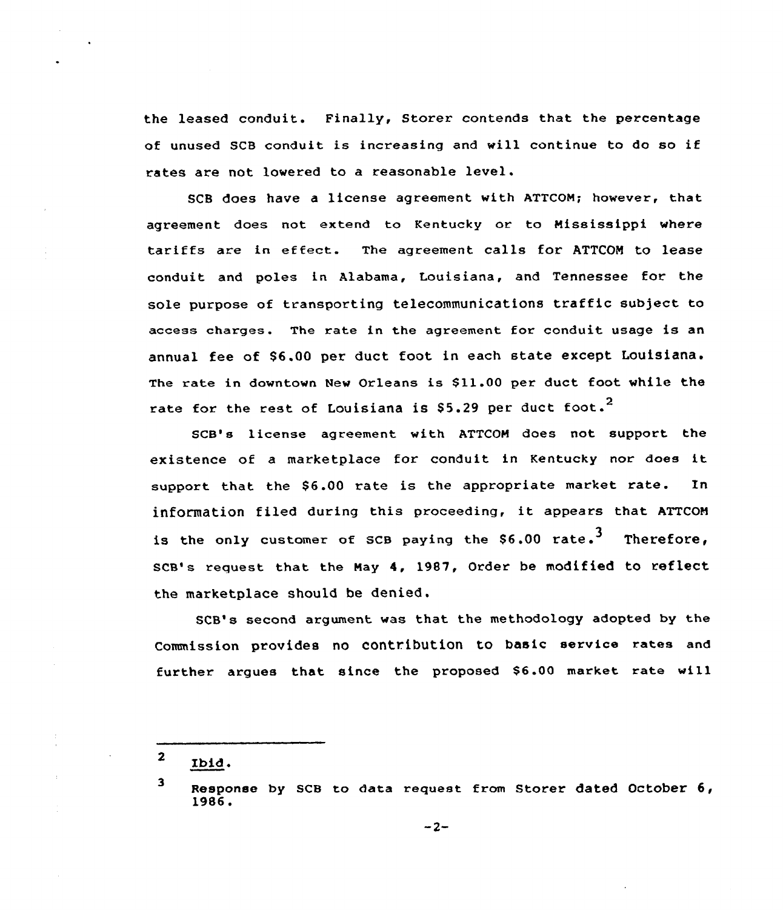the leased conduit. Finally, Storer contends that the percentage of unused SCB conduit is increasing and will continue to do so if rates are not lowered to a reasonable level.

SCB does have a license agreement with ATTCOM; however, that agreement does not extend to Kentucky or to Mississippi where tariffs are in effect. The agreement calls for ATTCOM to lease conduit and poles in Alabama, Louisiana, and Tennessee for the sole purpose of transporting telecommunications traffic subject to access charges. The rate in the agreement for conduit usage is an annual fee of $6.00 per duct foot in each state except Louisiana. The rate in downtown New Orleans is $11.00 per duct foot while the rate for the rest of Louisiana is $5.29 per duct foot.[2]

SCB's license agreement with ATTCOM does not support the existence of a marketplace for conduit in Kentucky nor does it support that the $6.00 rate is the appropriate market rate. In information filed during this proceeding, it appears that ATTCOM is the only customer of SCB paying the $6.00 rate.[3] Therefore, SCB's request that the May 4, 1987, Order be modified to reflect the marketplace should be denied.

SCB's second argument was that the methodology adopted by the Commission provides no contribution to basic service rates and further argues that since the proposed $6.00 market rate will

---

[2] Ibid.

[3] Response by SCB to data request from Storer dated October 6, 1986.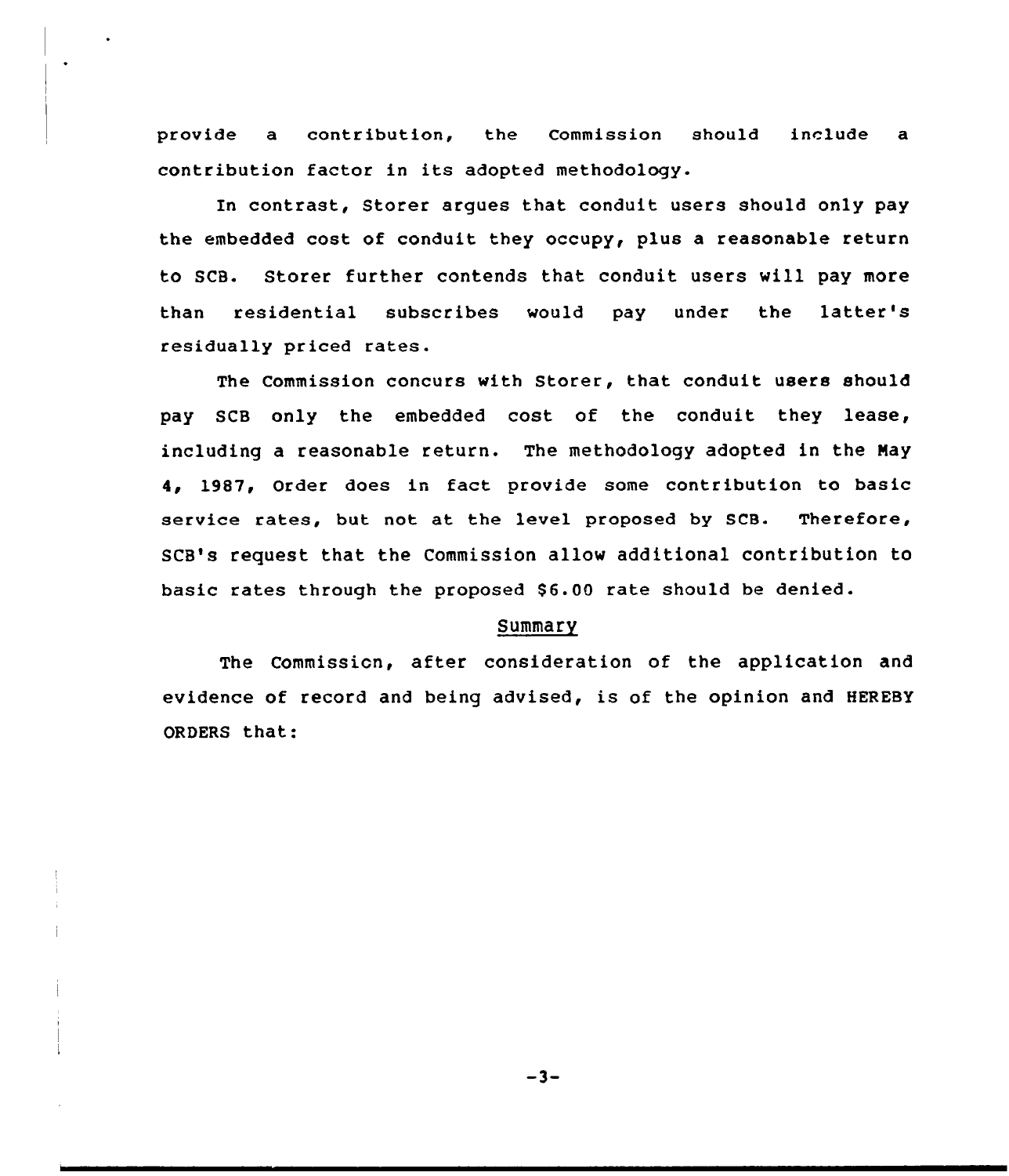provide a contribution, the Commission should include a contribution factor in its adopted methodology.

In contrast, Storer argues that conduit users should only pay the embedded cost of conduit they occupy, plus a reasonable return to SCB. Storer further contends that conduit users will pay more than residential subscribes would pay under the latter's residually priced rates.

The Commission concurs with Storer, that conduit users should pay SCB only the embedded cost of the conduit they lease, including a reasonable return. The methodology adopted in the May 4, 1987, Order does in fact provide some contribution to basic service rates, but not at the level proposed by SCB. Therefore, SCB's request that the Commission allow additional contribution to basic rates through the proposed $6.00 rate should be denied.

## Summary

The Commission, after consideration of the application and evidence of record and being advised, is of the opinion and HEREBY ORDERS that: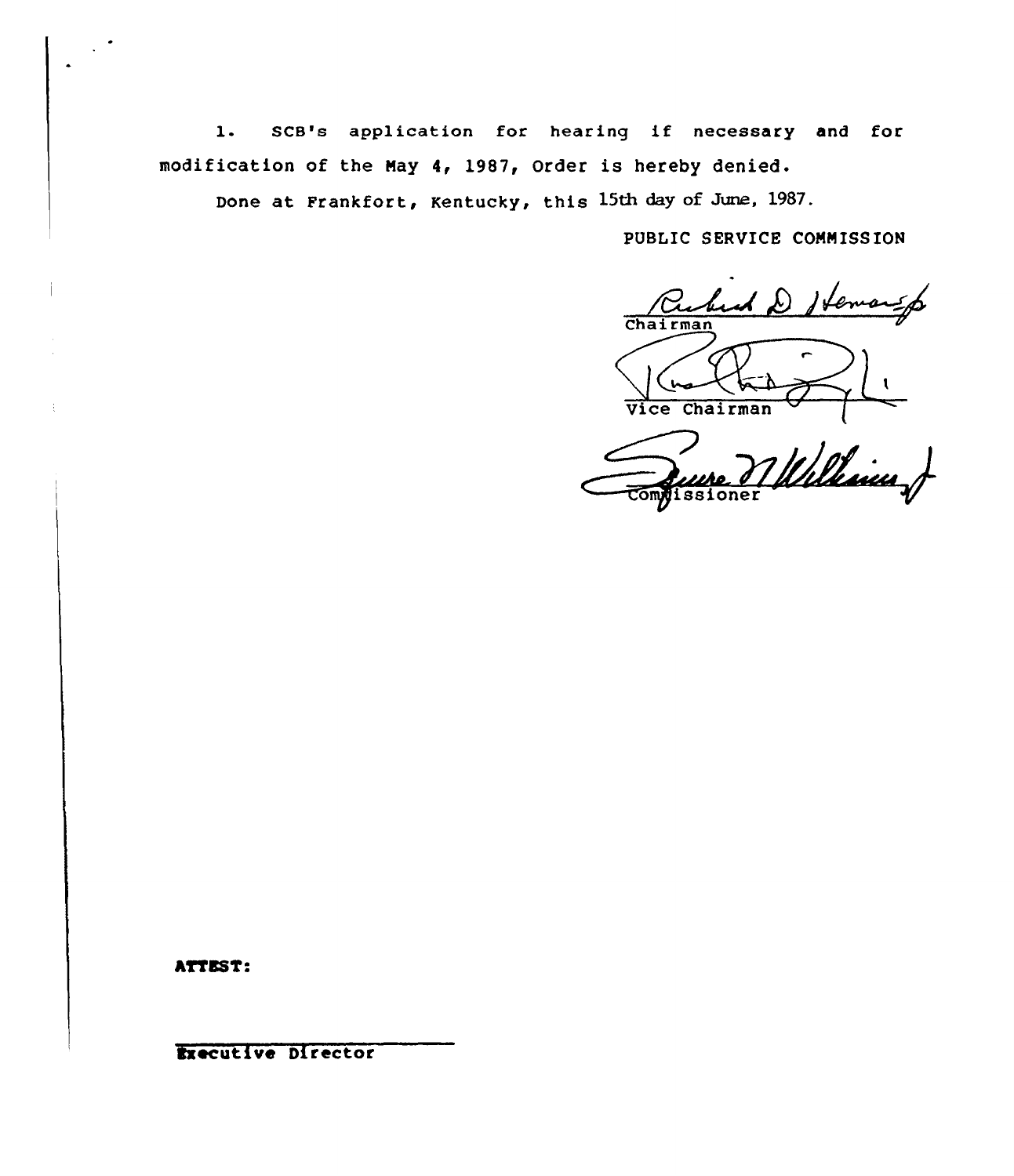1. SCB's application for hearing if necessary and for modification of the May 4, 1987, Order is hereby denied.

Done at Frankfort, Kentucky, this 15th day of June, 1987.

PUBLIC SERVICE COMMISSION

Chairman

Vice Chairman

Commissioner

ATTEST:

Executive Director